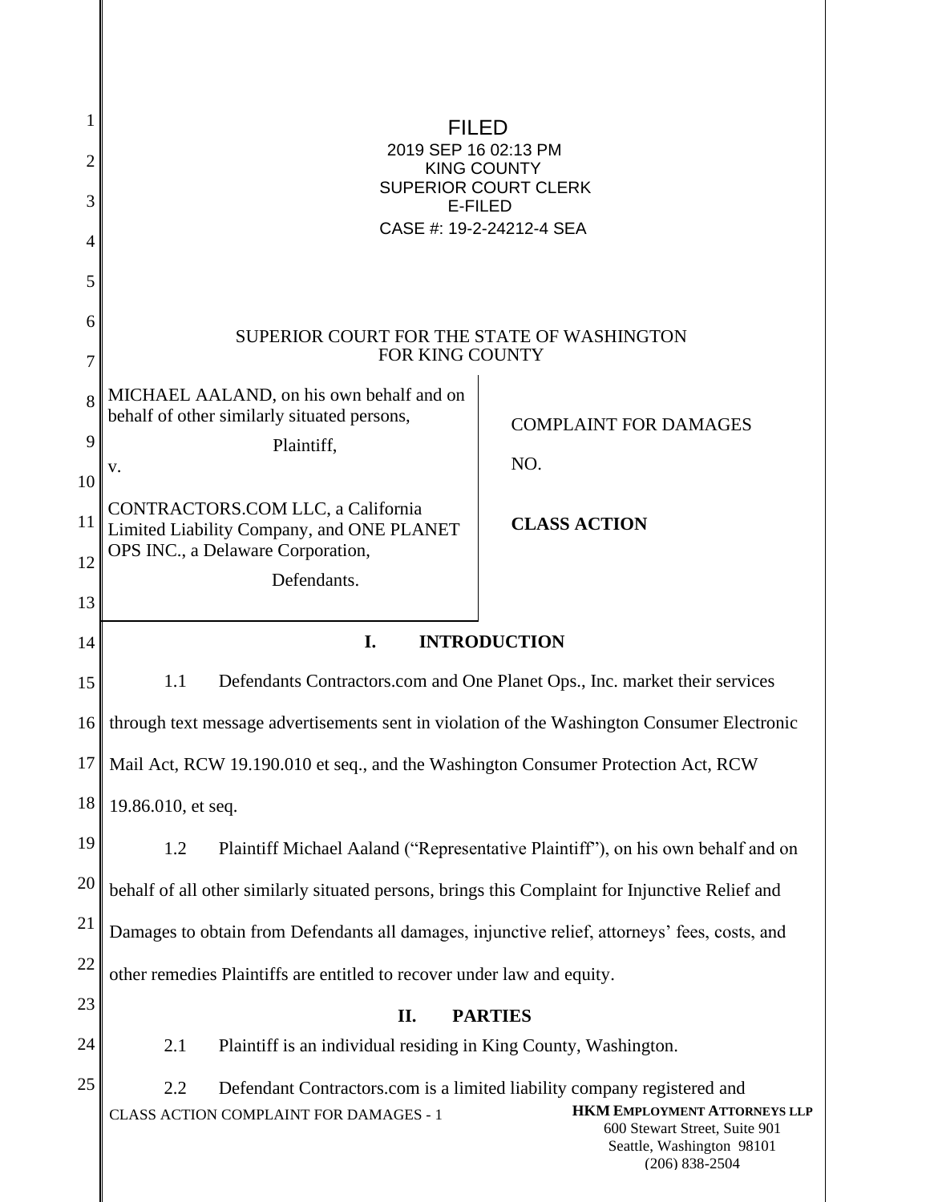FILED
2019 SEP 16 02:13 PM
KING COUNTY
SUPERIOR COURT CLERK
E-FILED
CASE #: 19-2-24212-4 SEA

SUPERIOR COURT FOR THE STATE OF WASHINGTON
FOR KING COUNTY

| | |
|---|---|
| MICHAEL AALAND, on his own behalf and on behalf of other similarly situated persons,<br><br>Plaintiff,<br><br>v.<br><br>CONTRACTORS.COM LLC, a California Limited Liability Company, and ONE PLANET OPS INC., a Delaware Corporation,<br><br>Defendants. | COMPLAINT FOR DAMAGES<br><br>NO.<br><br>**CLASS ACTION** |

## I. INTRODUCTION

1.1 Defendants Contractors.com and One Planet Ops., Inc. market their services through text message advertisements sent in violation of the Washington Consumer Electronic Mail Act, RCW 19.190.010 et seq., and the Washington Consumer Protection Act, RCW 19.86.010, et seq.

1.2 Plaintiff Michael Aaland ("Representative Plaintiff"), on his own behalf and on behalf of all other similarly situated persons, brings this Complaint for Injunctive Relief and Damages to obtain from Defendants all damages, injunctive relief, attorneys' fees, costs, and other remedies Plaintiffs are entitled to recover under law and equity.

## II. PARTIES

2.1 Plaintiff is an individual residing in King County, Washington.

2.2 Defendant Contractors.com is a limited liability company registered and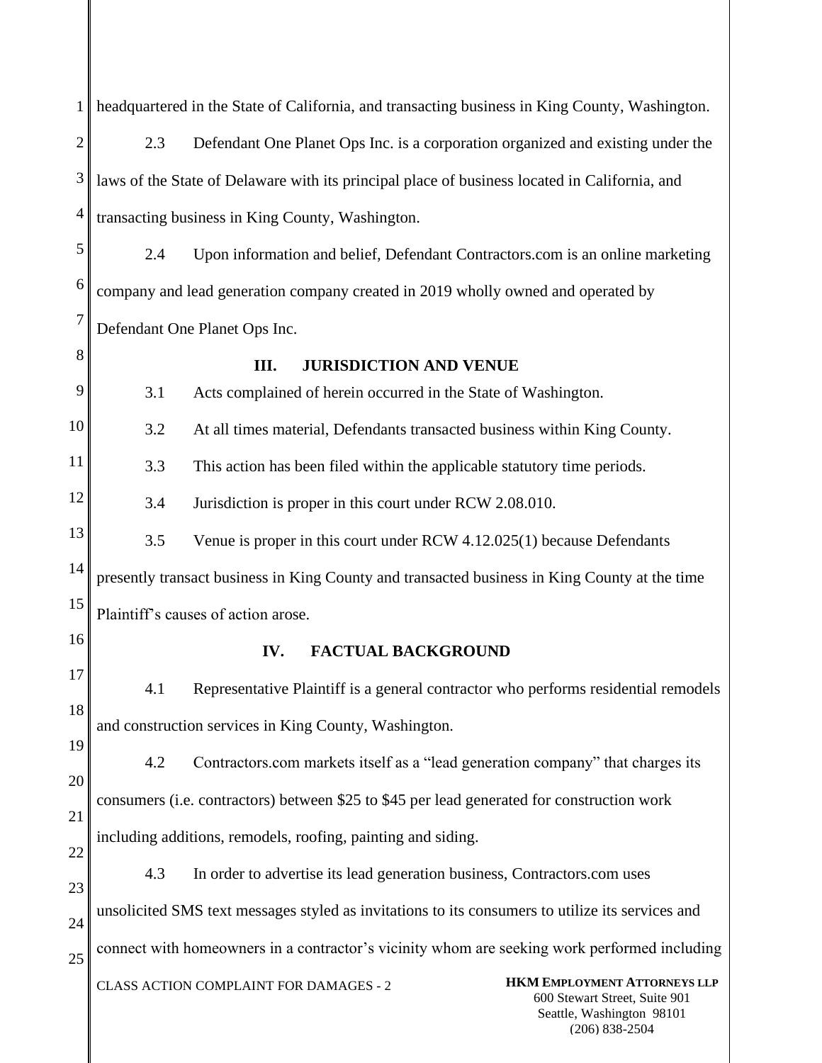headquartered in the State of California, and transacting business in King County, Washington.

2.3 Defendant One Planet Ops Inc. is a corporation organized and existing under the laws of the State of Delaware with its principal place of business located in California, and transacting business in King County, Washington.

2.4 Upon information and belief, Defendant Contractors.com is an online marketing company and lead generation company created in 2019 wholly owned and operated by Defendant One Planet Ops Inc.

## III. JURISDICTION AND VENUE

3.1 Acts complained of herein occurred in the State of Washington.

3.2 At all times material, Defendants transacted business within King County.

3.3 This action has been filed within the applicable statutory time periods.

3.4 Jurisdiction is proper in this court under RCW 2.08.010.

3.5 Venue is proper in this court under RCW 4.12.025(1) because Defendants presently transact business in King County and transacted business in King County at the time Plaintiff's causes of action arose.

## IV. FACTUAL BACKGROUND

4.1 Representative Plaintiff is a general contractor who performs residential remodels and construction services in King County, Washington.

4.2 Contractors.com markets itself as a "lead generation company" that charges its consumers (i.e. contractors) between $25 to $45 per lead generated for construction work including additions, remodels, roofing, painting and siding.

4.3 In order to advertise its lead generation business, Contractors.com uses unsolicited SMS text messages styled as invitations to its consumers to utilize its services and connect with homeowners in a contractor's vicinity whom are seeking work performed including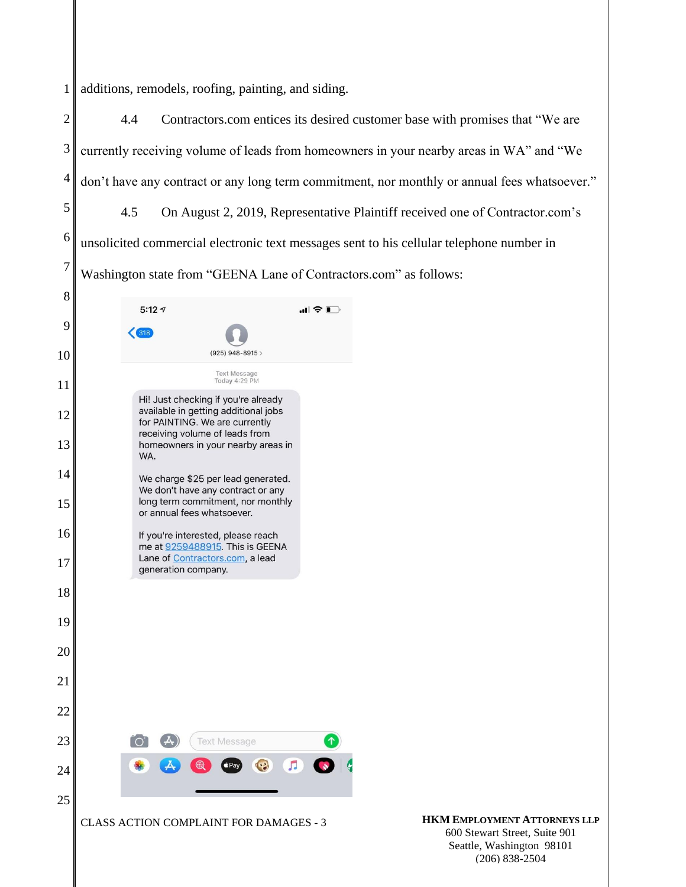additions, remodels, roofing, painting, and siding.

4.4 Contractors.com entices its desired customer base with promises that "We are currently receiving volume of leads from homeowners in your nearby areas in WA" and "We don't have any contract or any long term commitment, nor monthly or annual fees whatsoever."

4.5 On August 2, 2019, Representative Plaintiff received one of Contractor.com's unsolicited commercial electronic text messages sent to his cellular telephone number in Washington state from "GEENA Lane of Contractors.com" as follows:

(925) 948-8915

Text Message
Today 4:29 PM

Hi! Just checking if you're already available in getting additional jobs for PAINTING. We are currently receiving volume of leads from homeowners in your nearby areas in WA.

We charge $25 per lead generated. We don't have any contract or any long term commitment, nor monthly or annual fees whatsoever.

If you're interested, please reach me at 9259488915. This is GEENA Lane of Contractors.com, a lead generation company.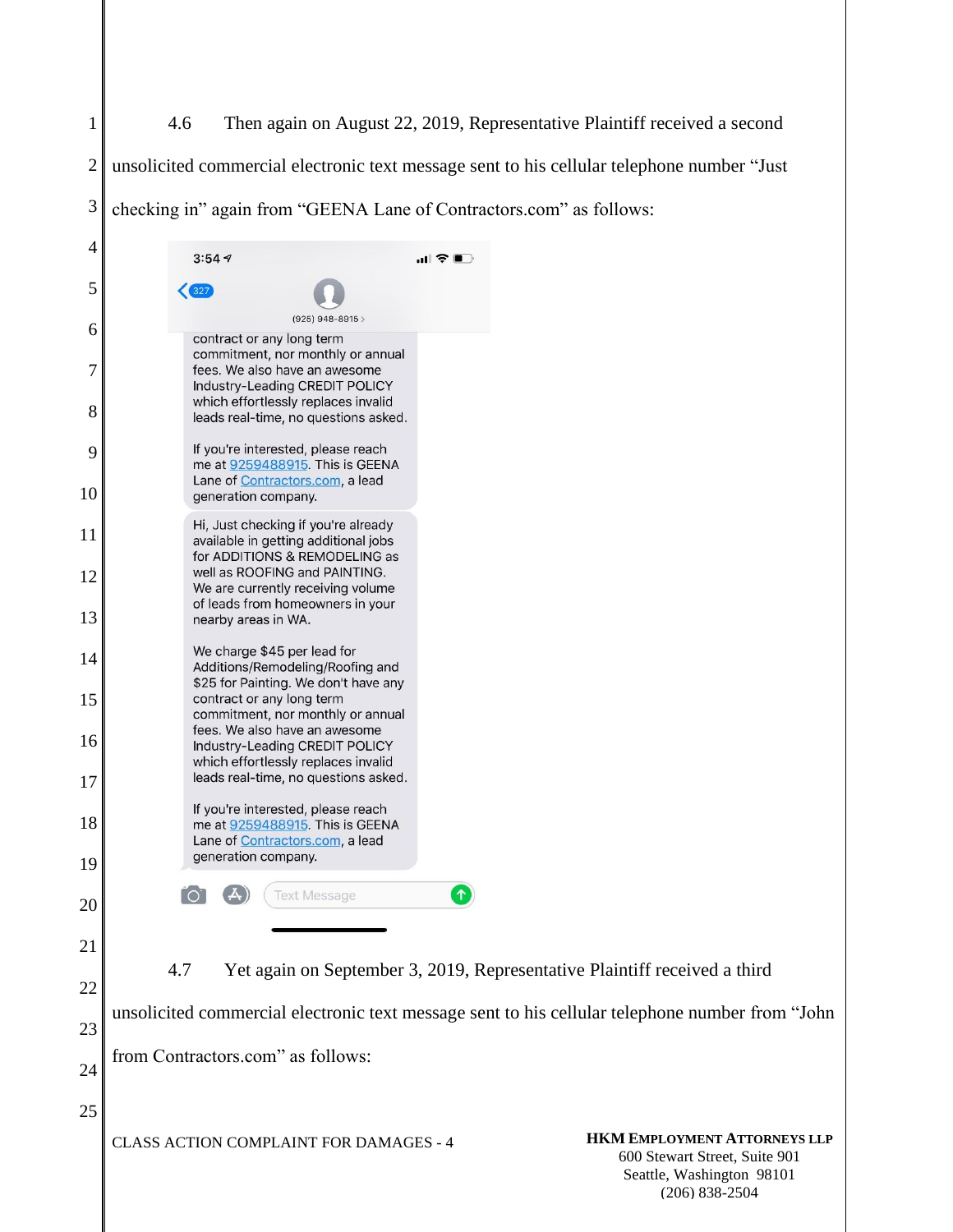4.6 Then again on August 22, 2019, Representative Plaintiff received a second unsolicited commercial electronic text message sent to his cellular telephone number "Just checking in" again from "GEENA Lane of Contractors.com" as follows:

3:54

327

(925) 948-8915 >

contract or any long term commitment, nor monthly or annual fees. We also have an awesome Industry-Leading CREDIT POLICY which effortlessly replaces invalid leads real-time, no questions asked.

If you're interested, please reach me at 9259488915. This is GEENA Lane of Contractors.com, a lead generation company.

Hi, Just checking if you're already available in getting additional jobs for ADDITIONS & REMODELING as well as ROOFING and PAINTING. We are currently receiving volume of leads from homeowners in your nearby areas in WA.

We charge $45 per lead for Additions/Remodeling/Roofing and $25 for Painting. We don't have any contract or any long term commitment, nor monthly or annual fees. We also have an awesome Industry-Leading CREDIT POLICY which effortlessly replaces invalid leads real-time, no questions asked.

If you're interested, please reach me at 9259488915. This is GEENA Lane of Contractors.com, a lead generation company.

Text Message

4.7 Yet again on September 3, 2019, Representative Plaintiff received a third unsolicited commercial electronic text message sent to his cellular telephone number from "John from Contractors.com" as follows: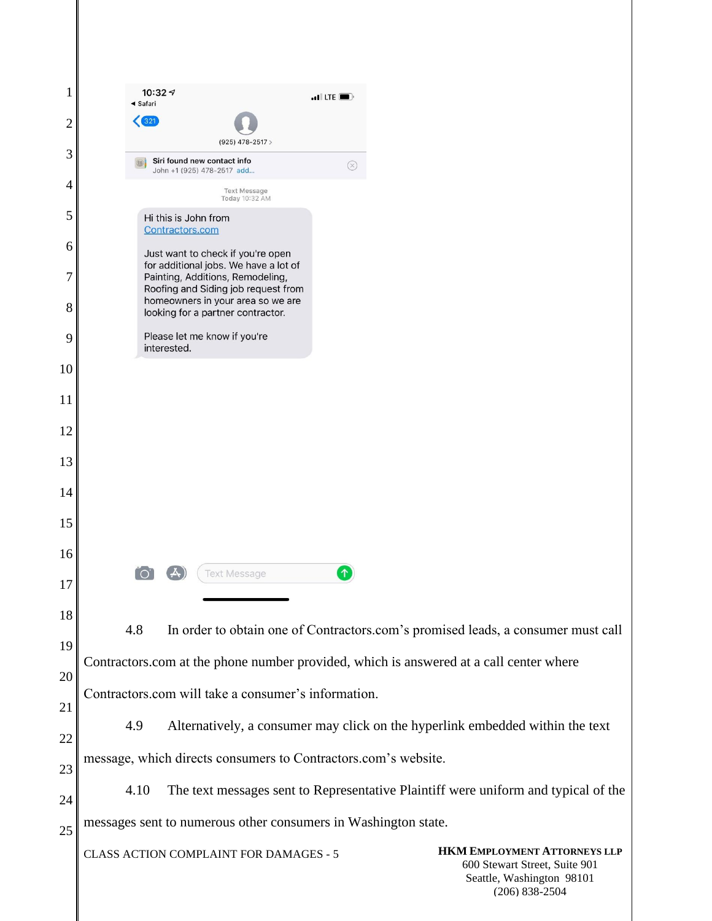10:32
◂ Safari

321

(925) 478-2517 >

Siri found new contact info
John +1 (925) 478-2517 add...

Text Message
Today 10:32 AM

Hi this is John from Contractors.com

Just want to check if you're open for additional jobs. We have a lot of Painting, Additions, Remodeling, Roofing and Siding job request from homeowners in your area so we are looking for a partner contractor.

Please let me know if you're interested.

Text Message

4.8 In order to obtain one of Contractors.com's promised leads, a consumer must call Contractors.com at the phone number provided, which is answered at a call center where Contractors.com will take a consumer's information.

4.9 Alternatively, a consumer may click on the hyperlink embedded within the text message, which directs consumers to Contractors.com's website.

4.10 The text messages sent to Representative Plaintiff were uniform and typical of the messages sent to numerous other consumers in Washington state.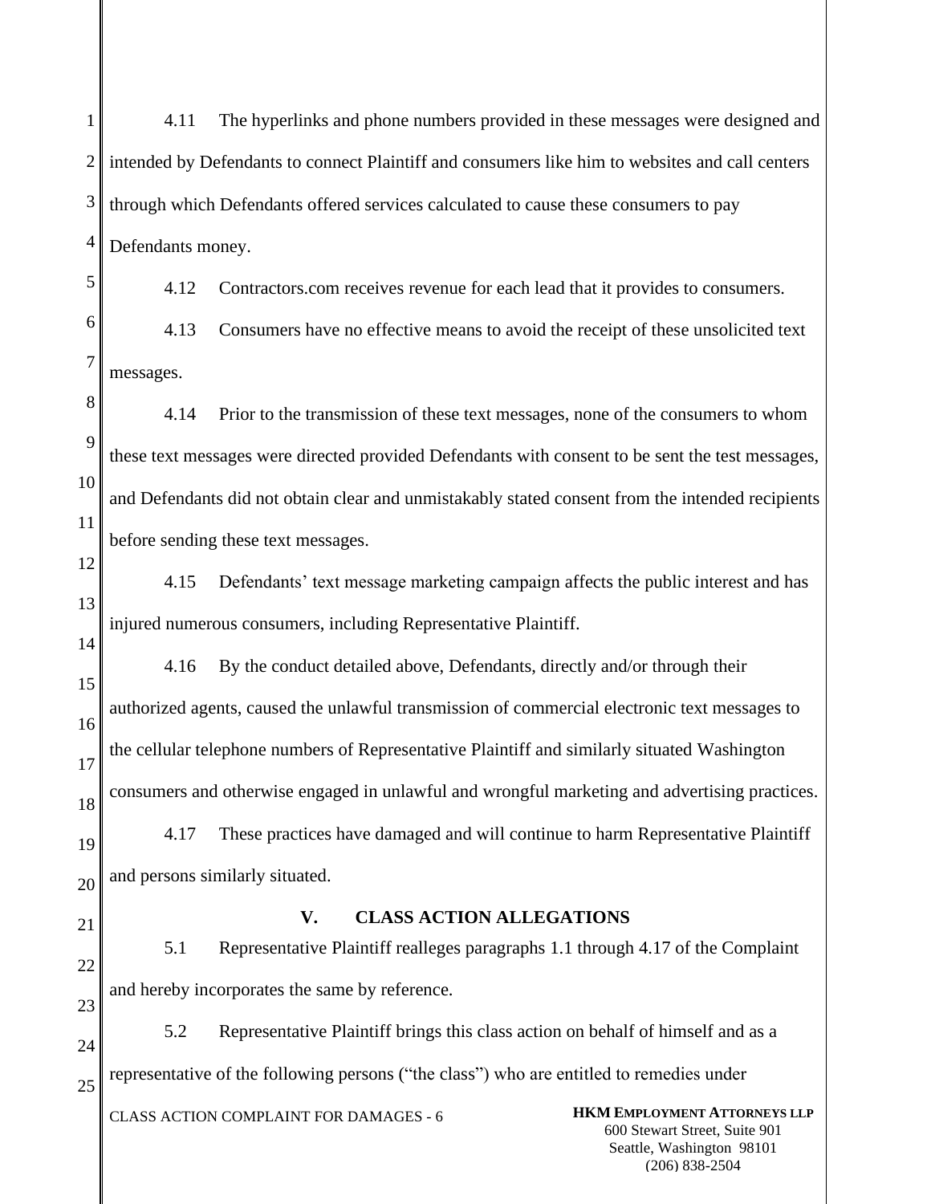4.11 The hyperlinks and phone numbers provided in these messages were designed and intended by Defendants to connect Plaintiff and consumers like him to websites and call centers through which Defendants offered services calculated to cause these consumers to pay Defendants money.

4.12 Contractors.com receives revenue for each lead that it provides to consumers.

4.13 Consumers have no effective means to avoid the receipt of these unsolicited text messages.

4.14 Prior to the transmission of these text messages, none of the consumers to whom these text messages were directed provided Defendants with consent to be sent the test messages, and Defendants did not obtain clear and unmistakably stated consent from the intended recipients before sending these text messages.

4.15 Defendants' text message marketing campaign affects the public interest and has injured numerous consumers, including Representative Plaintiff.

4.16 By the conduct detailed above, Defendants, directly and/or through their authorized agents, caused the unlawful transmission of commercial electronic text messages to the cellular telephone numbers of Representative Plaintiff and similarly situated Washington consumers and otherwise engaged in unlawful and wrongful marketing and advertising practices.

4.17 These practices have damaged and will continue to harm Representative Plaintiff and persons similarly situated.

## V. CLASS ACTION ALLEGATIONS

5.1 Representative Plaintiff realleges paragraphs 1.1 through 4.17 of the Complaint and hereby incorporates the same by reference.

5.2 Representative Plaintiff brings this class action on behalf of himself and as a representative of the following persons ("the class") who are entitled to remedies under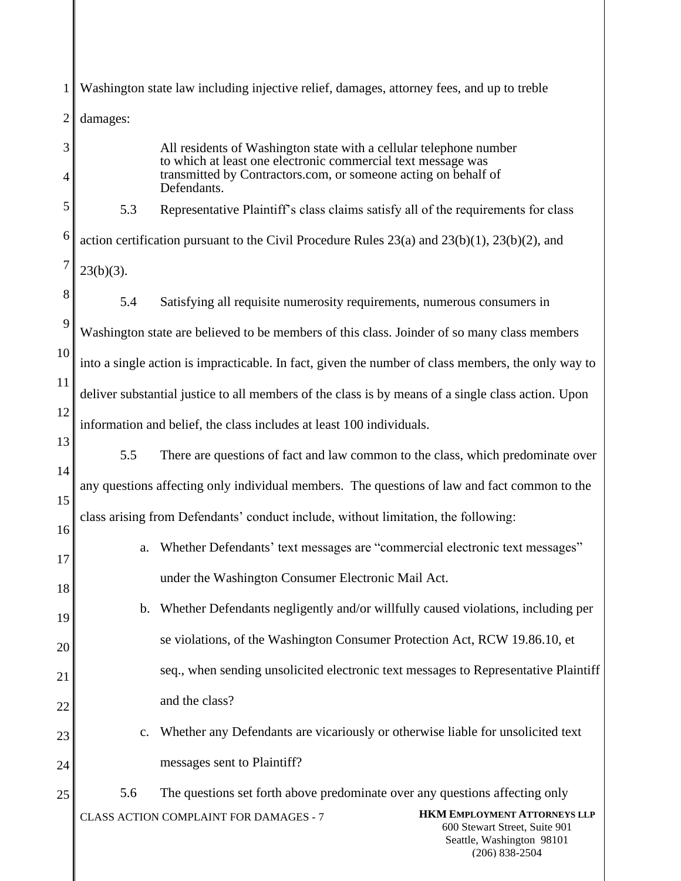Washington state law including injective relief, damages, attorney fees, and up to treble damages:

> All residents of Washington state with a cellular telephone number to which at least one electronic commercial text message was transmitted by Contractors.com, or someone acting on behalf of Defendants.

5.3 Representative Plaintiff's class claims satisfy all of the requirements for class action certification pursuant to the Civil Procedure Rules 23(a) and 23(b)(1), 23(b)(2), and 23(b)(3).

5.4 Satisfying all requisite numerosity requirements, numerous consumers in Washington state are believed to be members of this class. Joinder of so many class members into a single action is impracticable. In fact, given the number of class members, the only way to deliver substantial justice to all members of the class is by means of a single class action. Upon information and belief, the class includes at least 100 individuals.

5.5 There are questions of fact and law common to the class, which predominate over any questions affecting only individual members. The questions of law and fact common to the class arising from Defendants' conduct include, without limitation, the following:

a. Whether Defendants' text messages are "commercial electronic text messages" under the Washington Consumer Electronic Mail Act.

b. Whether Defendants negligently and/or willfully caused violations, including per se violations, of the Washington Consumer Protection Act, RCW 19.86.10, et seq., when sending unsolicited electronic text messages to Representative Plaintiff and the class?

c. Whether any Defendants are vicariously or otherwise liable for unsolicited text messages sent to Plaintiff?

5.6 The questions set forth above predominate over any questions affecting only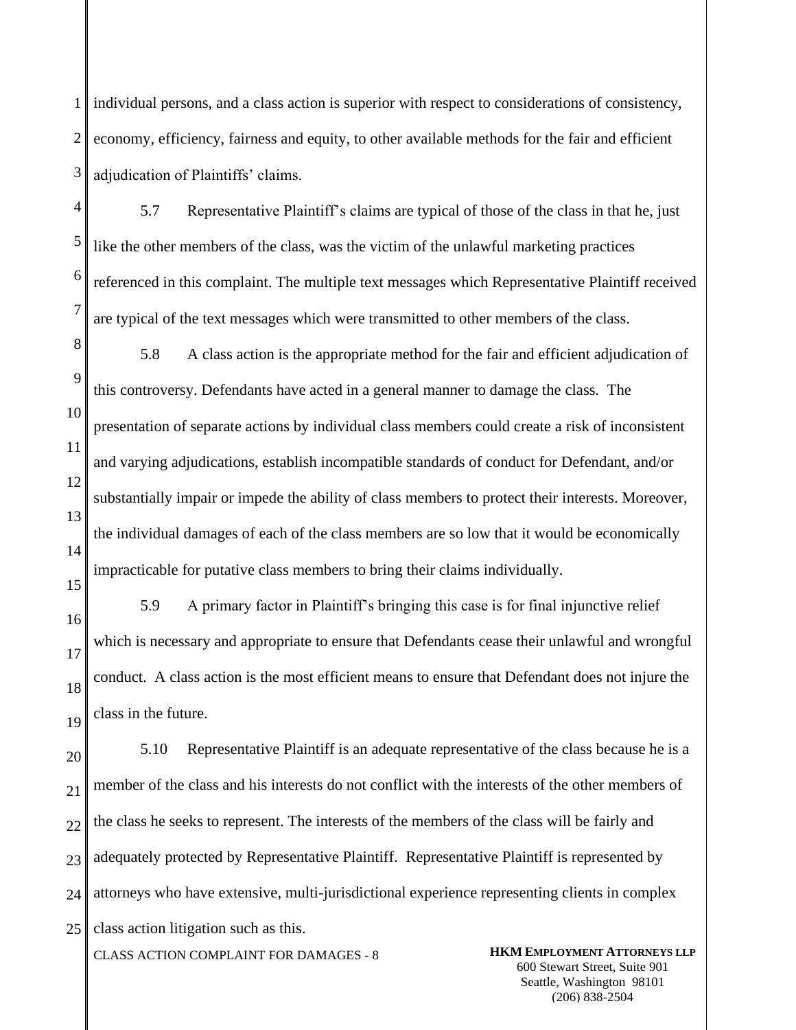individual persons, and a class action is superior with respect to considerations of consistency, economy, efficiency, fairness and equity, to other available methods for the fair and efficient adjudication of Plaintiffs' claims.

5.7 Representative Plaintiff's claims are typical of those of the class in that he, just like the other members of the class, was the victim of the unlawful marketing practices referenced in this complaint. The multiple text messages which Representative Plaintiff received are typical of the text messages which were transmitted to other members of the class.

5.8 A class action is the appropriate method for the fair and efficient adjudication of this controversy. Defendants have acted in a general manner to damage the class. The presentation of separate actions by individual class members could create a risk of inconsistent and varying adjudications, establish incompatible standards of conduct for Defendant, and/or substantially impair or impede the ability of class members to protect their interests. Moreover, the individual damages of each of the class members are so low that it would be economically impracticable for putative class members to bring their claims individually.

5.9 A primary factor in Plaintiff's bringing this case is for final injunctive relief which is necessary and appropriate to ensure that Defendants cease their unlawful and wrongful conduct. A class action is the most efficient means to ensure that Defendant does not injure the class in the future.

5.10 Representative Plaintiff is an adequate representative of the class because he is a member of the class and his interests do not conflict with the interests of the other members of the class he seeks to represent. The interests of the members of the class will be fairly and adequately protected by Representative Plaintiff. Representative Plaintiff is represented by attorneys who have extensive, multi-jurisdictional experience representing clients in complex class action litigation such as this.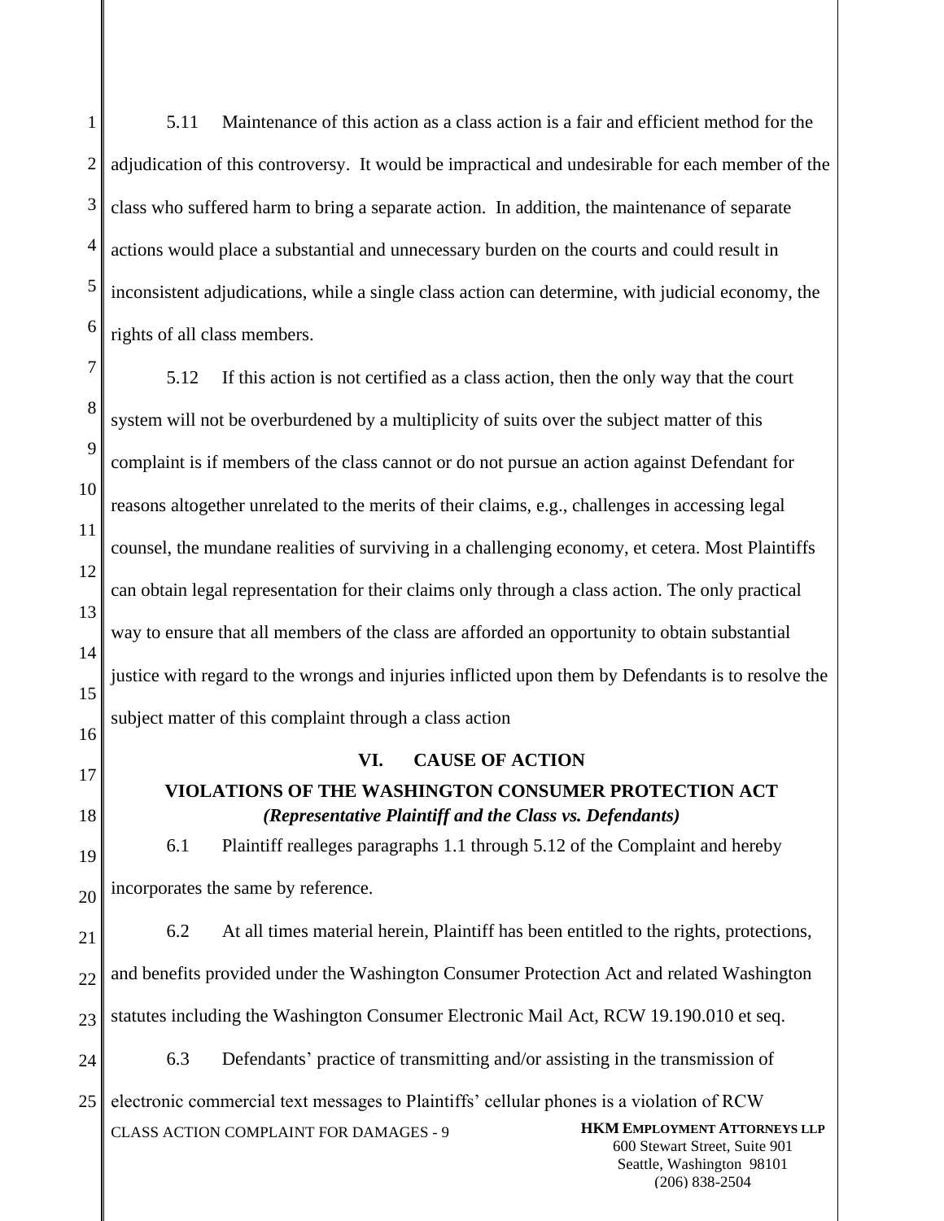5.11 Maintenance of this action as a class action is a fair and efficient method for the adjudication of this controversy. It would be impractical and undesirable for each member of the class who suffered harm to bring a separate action. In addition, the maintenance of separate actions would place a substantial and unnecessary burden on the courts and could result in inconsistent adjudications, while a single class action can determine, with judicial economy, the rights of all class members.

5.12 If this action is not certified as a class action, then the only way that the court system will not be overburdened by a multiplicity of suits over the subject matter of this complaint is if members of the class cannot or do not pursue an action against Defendant for reasons altogether unrelated to the merits of their claims, e.g., challenges in accessing legal counsel, the mundane realities of surviving in a challenging economy, et cetera. Most Plaintiffs can obtain legal representation for their claims only through a class action. The only practical way to ensure that all members of the class are afforded an opportunity to obtain substantial justice with regard to the wrongs and injuries inflicted upon them by Defendants is to resolve the subject matter of this complaint through a class action

## VI. CAUSE OF ACTION

### VIOLATIONS OF THE WASHINGTON CONSUMER PROTECTION ACT

***(Representative Plaintiff and the Class vs. Defendants)***

6.1 Plaintiff realleges paragraphs 1.1 through 5.12 of the Complaint and hereby incorporates the same by reference.

6.2 At all times material herein, Plaintiff has been entitled to the rights, protections, and benefits provided under the Washington Consumer Protection Act and related Washington statutes including the Washington Consumer Electronic Mail Act, RCW 19.190.010 et seq.

6.3 Defendants' practice of transmitting and/or assisting in the transmission of electronic commercial text messages to Plaintiffs' cellular phones is a violation of RCW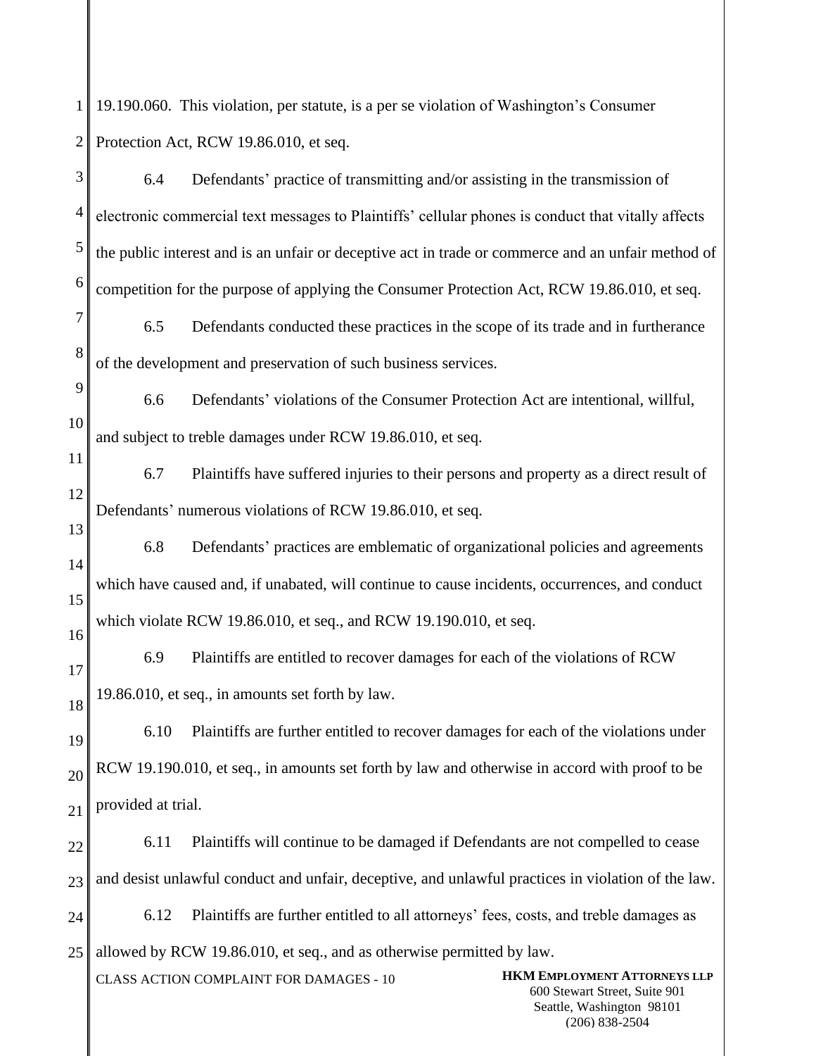19.190.060. This violation, per statute, is a per se violation of Washington's Consumer Protection Act, RCW 19.86.010, et seq.

6.4 Defendants' practice of transmitting and/or assisting in the transmission of electronic commercial text messages to Plaintiffs' cellular phones is conduct that vitally affects the public interest and is an unfair or deceptive act in trade or commerce and an unfair method of competition for the purpose of applying the Consumer Protection Act, RCW 19.86.010, et seq.

6.5 Defendants conducted these practices in the scope of its trade and in furtherance of the development and preservation of such business services.

6.6 Defendants' violations of the Consumer Protection Act are intentional, willful, and subject to treble damages under RCW 19.86.010, et seq.

6.7 Plaintiffs have suffered injuries to their persons and property as a direct result of Defendants' numerous violations of RCW 19.86.010, et seq.

6.8 Defendants' practices are emblematic of organizational policies and agreements which have caused and, if unabated, will continue to cause incidents, occurrences, and conduct which violate RCW 19.86.010, et seq., and RCW 19.190.010, et seq.

6.9 Plaintiffs are entitled to recover damages for each of the violations of RCW 19.86.010, et seq., in amounts set forth by law.

6.10 Plaintiffs are further entitled to recover damages for each of the violations under RCW 19.190.010, et seq., in amounts set forth by law and otherwise in accord with proof to be provided at trial.

6.11 Plaintiffs will continue to be damaged if Defendants are not compelled to cease and desist unlawful conduct and unfair, deceptive, and unlawful practices in violation of the law.

6.12 Plaintiffs are further entitled to all attorneys' fees, costs, and treble damages as allowed by RCW 19.86.010, et seq., and as otherwise permitted by law.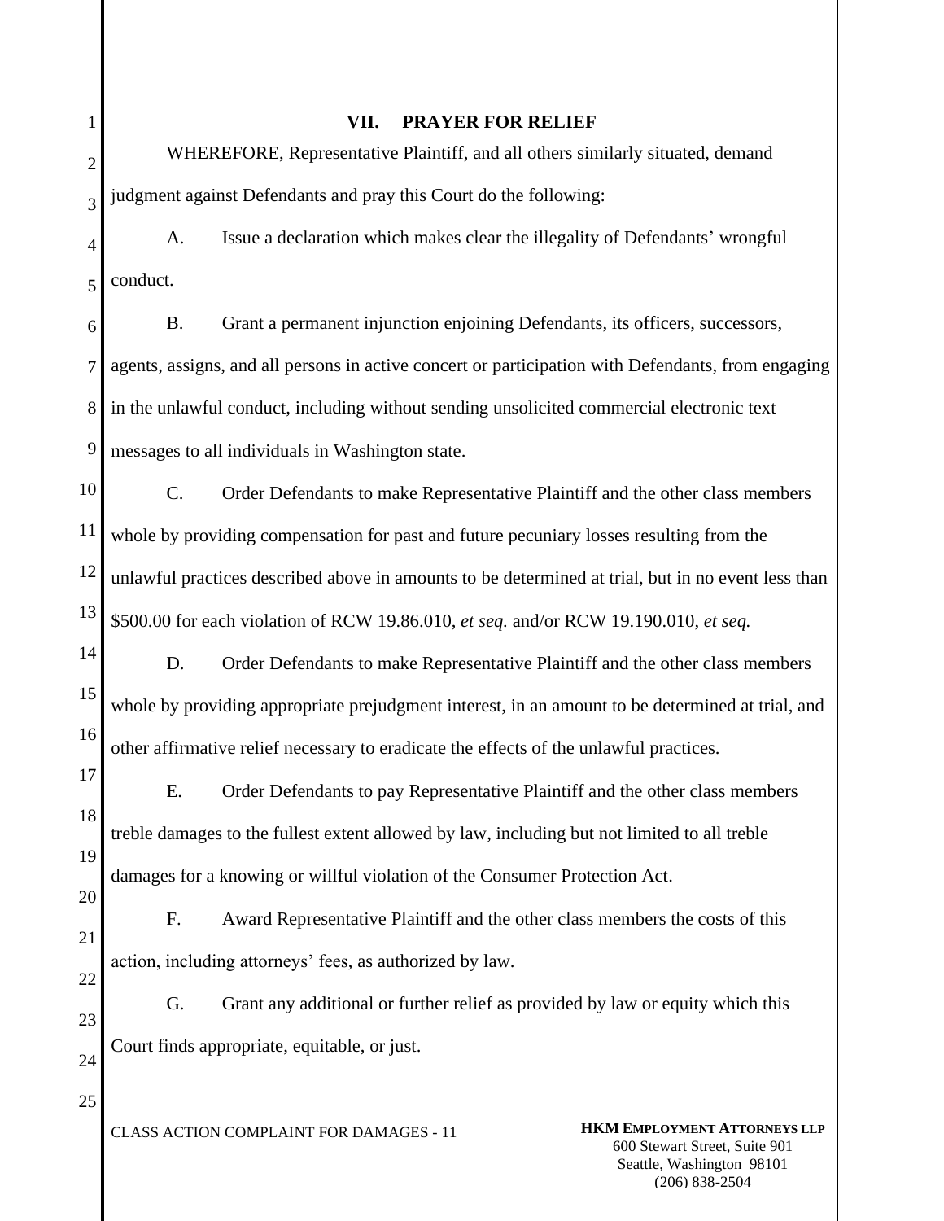## VII. PRAYER FOR RELIEF

WHEREFORE, Representative Plaintiff, and all others similarly situated, demand judgment against Defendants and pray this Court do the following:

A. Issue a declaration which makes clear the illegality of Defendants' wrongful conduct.

B. Grant a permanent injunction enjoining Defendants, its officers, successors, agents, assigns, and all persons in active concert or participation with Defendants, from engaging in the unlawful conduct, including without sending unsolicited commercial electronic text messages to all individuals in Washington state.

C. Order Defendants to make Representative Plaintiff and the other class members whole by providing compensation for past and future pecuniary losses resulting from the unlawful practices described above in amounts to be determined at trial, but in no event less than $500.00 for each violation of RCW 19.86.010, *et seq.* and/or RCW 19.190.010, *et seq.*

D. Order Defendants to make Representative Plaintiff and the other class members whole by providing appropriate prejudgment interest, in an amount to be determined at trial, and other affirmative relief necessary to eradicate the effects of the unlawful practices.

E. Order Defendants to pay Representative Plaintiff and the other class members treble damages to the fullest extent allowed by law, including but not limited to all treble damages for a knowing or willful violation of the Consumer Protection Act.

F. Award Representative Plaintiff and the other class members the costs of this action, including attorneys' fees, as authorized by law.

G. Grant any additional or further relief as provided by law or equity which this Court finds appropriate, equitable, or just.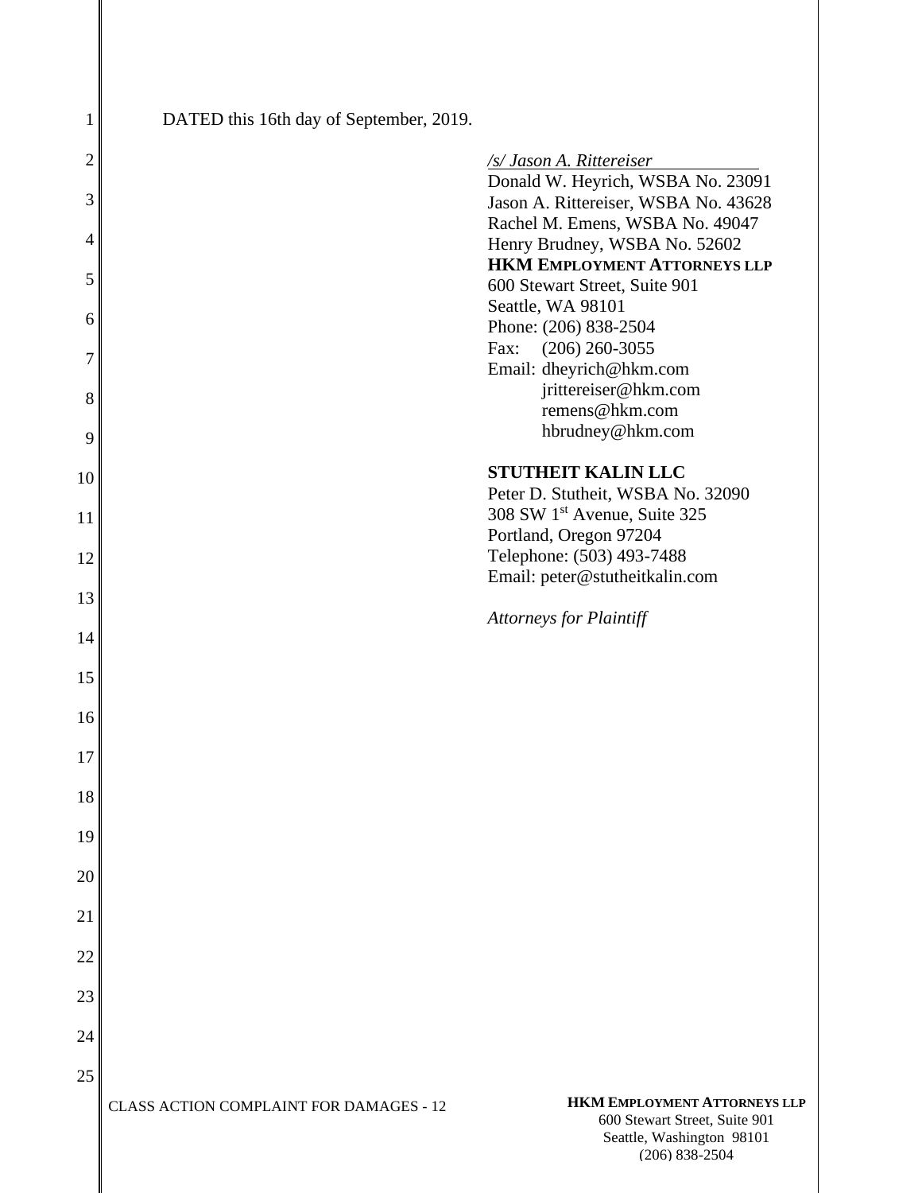DATED this 16th day of September, 2019.

*/s/ Jason A. Rittereiser*
Donald W. Heyrich, WSBA No. 23091
Jason A. Rittereiser, WSBA No. 43628
Rachel M. Emens, WSBA No. 49047
Henry Brudney, WSBA No. 52602
**HKM EMPLOYMENT ATTORNEYS LLP**
600 Stewart Street, Suite 901
Seattle, WA 98101
Phone: (206) 838-2504
Fax: (206) 260-3055
Email: dheyrich@hkm.com
jrittereiser@hkm.com
remens@hkm.com
hbrudney@hkm.com

**STUTHEIT KALIN LLC**
Peter D. Stutheit, WSBA No. 32090
308 SW 1st Avenue, Suite 325
Portland, Oregon 97204
Telephone: (503) 493-7488
Email: peter@stutheitkalin.com

*Attorneys for Plaintiff*